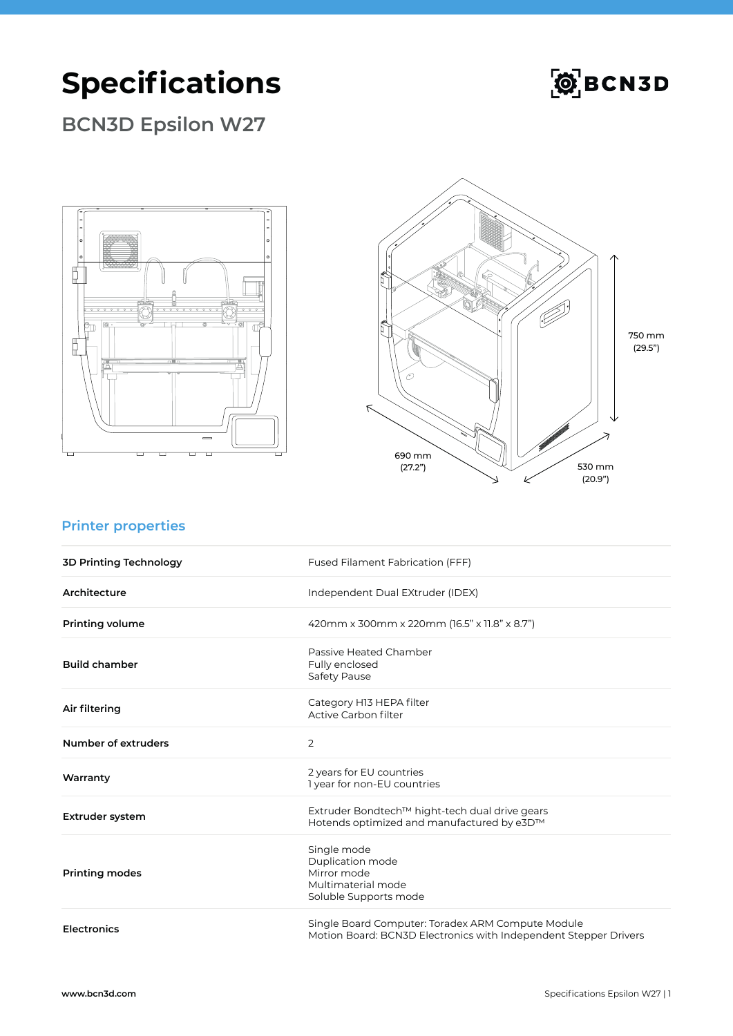# Specifications

## BCN3D Epsilon W27

750 mm (29.5")

690 mm (27.2")

530 mm (20.9")

### Printer properties

| | |
|---|---|
| **3D Printing Technology** | Fused Filament Fabrication (FFF) |
| **Architecture** | Independent Dual EXtruder (IDEX) |
| **Printing volume** | 420mm x 300mm x 220mm (16.5" x 11.8" x 8.7") |
| **Build chamber** | Passive Heated Chamber<br>Fully enclosed<br>Safety Pause |
| **Air filtering** | Category H13 HEPA filter<br>Active Carbon filter |
| **Number of extruders** | 2 |
| **Warranty** | 2 years for EU countries<br>1 year for non-EU countries |
| **Extruder system** | Extruder Bondtech™ hight-tech dual drive gears<br>Hotends optimized and manufactured by e3D™ |
| **Printing modes** | Single mode<br>Duplication mode<br>Mirror mode<br>Multimaterial mode<br>Soluble Supports mode |
| **Electronics** | Single Board Computer: Toradex ARM Compute Module<br>Motion Board: BCN3D Electronics with Independent Stepper Drivers |

www.bcn3d.com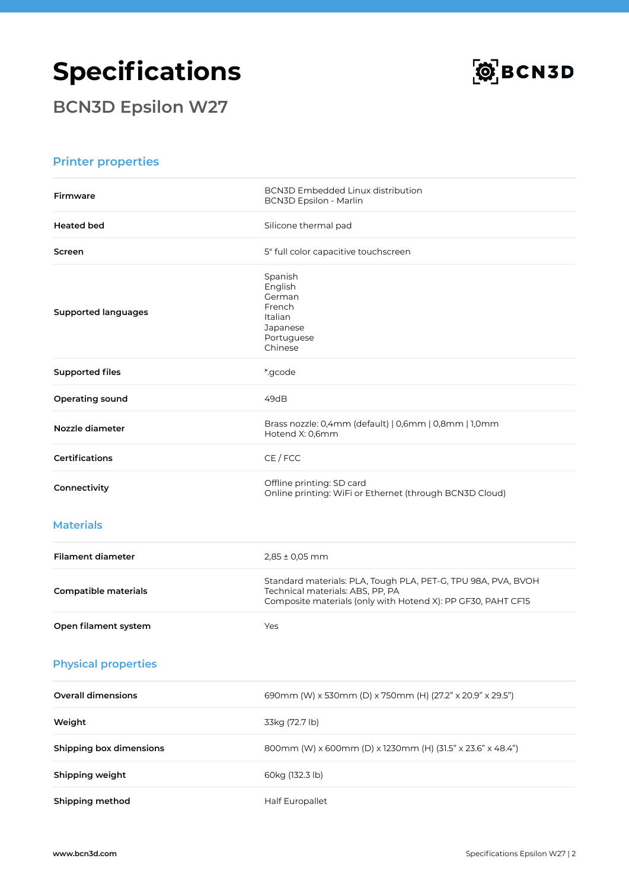# Specifications

## BCN3D Epsilon W27

### Printer properties

| | |
|---|---|
| **Firmware** | BCN3D Embedded Linux distribution<br>BCN3D Epsilon - Marlin |
| **Heated bed** | Silicone thermal pad |
| **Screen** | 5" full color capacitive touchscreen |
| **Supported languages** | Spanish<br>English<br>German<br>French<br>Italian<br>Japanese<br>Portuguese<br>Chinese |
| **Supported files** | *.gcode |
| **Operating sound** | 49dB |
| **Nozzle diameter** | Brass nozzle: 0,4mm (default) \| 0,6mm \| 0,8mm \| 1,0mm<br>Hotend X: 0,6mm |
| **Certifications** | CE / FCC |
| **Connectivity** | Offline printing: SD card<br>Online printing: WiFi or Ethernet (through BCN3D Cloud) |

### Materials

| | |
|---|---|
| **Filament diameter** | 2,85 ± 0,05 mm |
| **Compatible materials** | Standard materials: PLA, Tough PLA, PET-G, TPU 98A, PVA, BVOH<br>Technical materials: ABS, PP, PA<br>Composite materials (only with Hotend X): PP GF30, PAHT CF15 |
| **Open filament system** | Yes |

### Physical properties

| | |
|---|---|
| **Overall dimensions** | 690mm (W) x 530mm (D) x 750mm (H) (27.2" x 20.9" x 29.5") |
| **Weight** | 33kg (72.7 lb) |
| **Shipping box dimensions** | 800mm (W) x 600mm (D) x 1230mm (H) (31.5" x 23.6" x 48.4") |
| **Shipping weight** | 60kg (132.3 lb) |
| **Shipping method** | Half Europallet |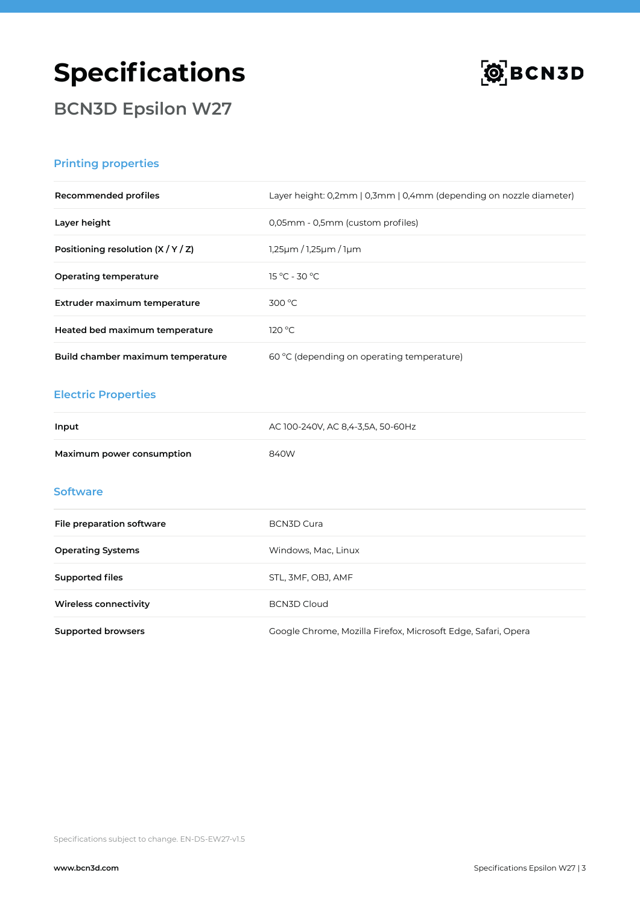# Specifications

## BCN3D Epsilon W27

### Printing properties

| | |
|---|---|
| **Recommended profiles** | Layer height: 0,2mm \| 0,3mm \| 0,4mm (depending on nozzle diameter) |
| **Layer height** | 0,05mm - 0,5mm (custom profiles) |
| **Positioning resolution (X / Y / Z)** | 1,25μm / 1,25μm / 1μm |
| **Operating temperature** | 15 °C - 30 °C |
| **Extruder maximum temperature** | 300 °C |
| **Heated bed maximum temperature** | 120 °C |
| **Build chamber maximum temperature** | 60 °C (depending on operating temperature) |

### Electric Properties

| | |
|---|---|
| **Input** | AC 100-240V, AC 8,4-3,5A, 50-60Hz |
| **Maximum power consumption** | 840W |

### Software

| | |
|---|---|
| **File preparation software** | BCN3D Cura |
| **Operating Systems** | Windows, Mac, Linux |
| **Supported files** | STL, 3MF, OBJ, AMF |
| **Wireless connectivity** | BCN3D Cloud |
| **Supported browsers** | Google Chrome, Mozilla Firefox, Microsoft Edge, Safari, Opera |

Specifications subject to change. EN-DS-EW27-v1.5